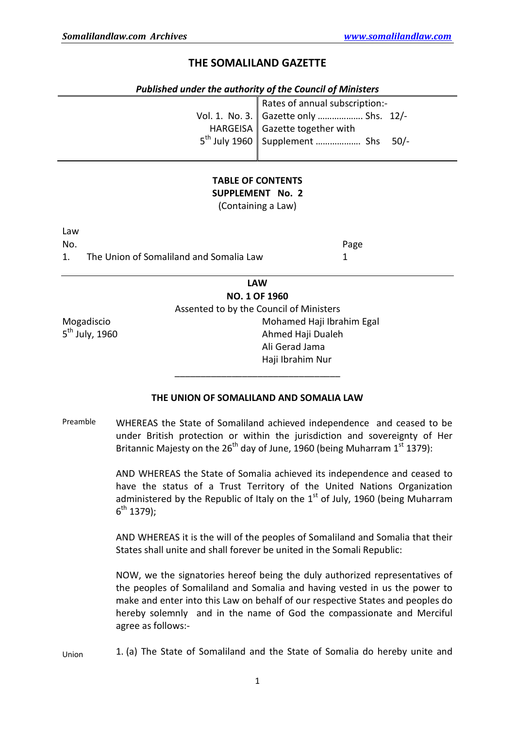# THE SOMALILAND GAZETTE

***Published under the authority of the Council of Ministers***

| | |
|---|---|
| Vol. 1. No. 3. | Rates of annual subscription:- |
| HARGEISA | Gazette only ………………. Shs. 12/- |
| 5th July 1960 | Gazette together with Supplement ………………. Shs 50/- |

**TABLE OF CONTENTS**

**SUPPLEMENT No. 2**

(Containing a Law)

| Law No. | | Page |
|---|---|---|
| 1. | The Union of Somaliland and Somalia Law | 1 |

---

**LAW**

**NO. 1 OF 1960**

Assented to by the Council of Ministers

Mogadiscio
5th July, 1960

Mohamed Haji Ibrahim Egal
Ahmed Haji Dualeh
Ali Gerad Jama
Haji Ibrahim Nur

---

## THE UNION OF SOMALILAND AND SOMALIA LAW

*Preamble*

WHEREAS the State of Somaliland achieved independence and ceased to be under British protection or within the jurisdiction and sovereignty of Her Britannic Majesty on the 26th day of June, 1960 (being Muharram 1st 1379):

AND WHEREAS the State of Somalia achieved its independence and ceased to have the status of a Trust Territory of the United Nations Organization administered by the Republic of Italy on the 1st of July, 1960 (being Muharram 6th 1379);

AND WHEREAS it is the will of the peoples of Somaliland and Somalia that their States shall unite and shall forever be united in the Somali Republic:

NOW, we the signatories hereof being the duly authorized representatives of the peoples of Somaliland and Somalia and having vested in us the power to make and enter into this Law on behalf of our respective States and peoples do hereby solemnly and in the name of God the compassionate and Merciful agree as follows:-

*Union*

1. (a) The State of Somaliland and the State of Somalia do hereby unite and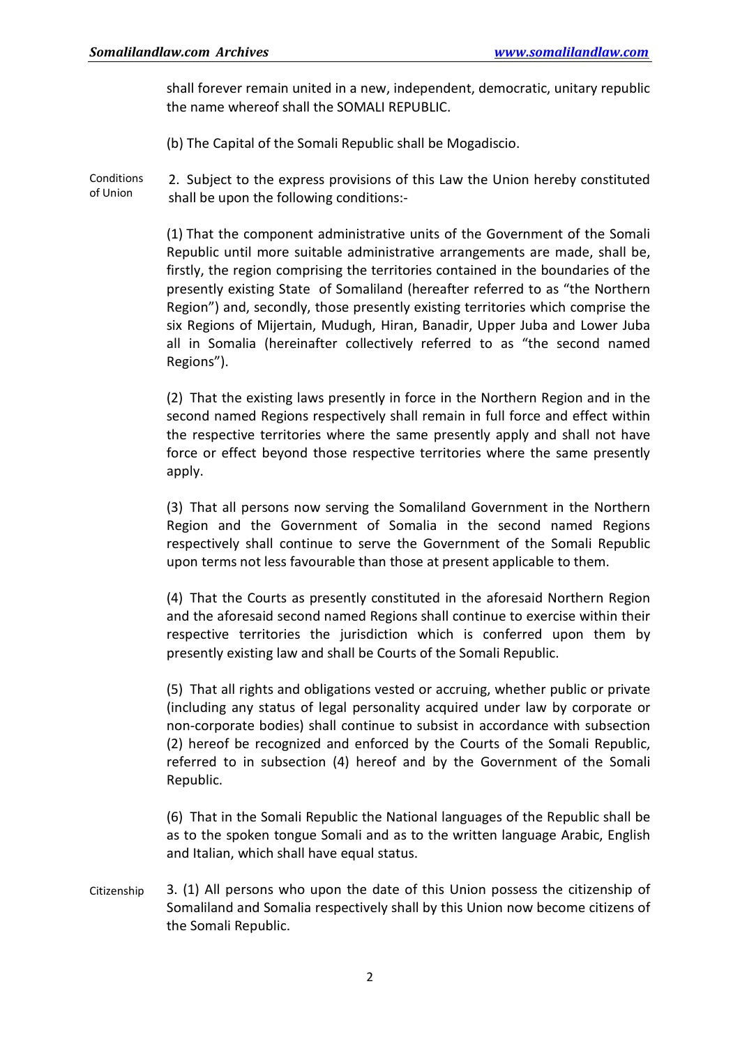shall forever remain united in a new, independent, democratic, unitary republic the name whereof shall the SOMALI REPUBLIC.

(b) The Capital of the Somali Republic shall be Mogadiscio.

Conditions of Union

2. Subject to the express provisions of this Law the Union hereby constituted shall be upon the following conditions:-

(1) That the component administrative units of the Government of the Somali Republic until more suitable administrative arrangements are made, shall be, firstly, the region comprising the territories contained in the boundaries of the presently existing State of Somaliland (hereafter referred to as "the Northern Region") and, secondly, those presently existing territories which comprise the six Regions of Mijertain, Mudugh, Hiran, Banadir, Upper Juba and Lower Juba all in Somalia (hereinafter collectively referred to as "the second named Regions").

(2) That the existing laws presently in force in the Northern Region and in the second named Regions respectively shall remain in full force and effect within the respective territories where the same presently apply and shall not have force or effect beyond those respective territories where the same presently apply.

(3) That all persons now serving the Somaliland Government in the Northern Region and the Government of Somalia in the second named Regions respectively shall continue to serve the Government of the Somali Republic upon terms not less favourable than those at present applicable to them.

(4) That the Courts as presently constituted in the aforesaid Northern Region and the aforesaid second named Regions shall continue to exercise within their respective territories the jurisdiction which is conferred upon them by presently existing law and shall be Courts of the Somali Republic.

(5) That all rights and obligations vested or accruing, whether public or private (including any status of legal personality acquired under law by corporate or non-corporate bodies) shall continue to subsist in accordance with subsection (2) hereof be recognized and enforced by the Courts of the Somali Republic, referred to in subsection (4) hereof and by the Government of the Somali Republic.

(6) That in the Somali Republic the National languages of the Republic shall be as to the spoken tongue Somali and as to the written language Arabic, English and Italian, which shall have equal status.

Citizenship

3. (1) All persons who upon the date of this Union possess the citizenship of Somaliland and Somalia respectively shall by this Union now become citizens of the Somali Republic.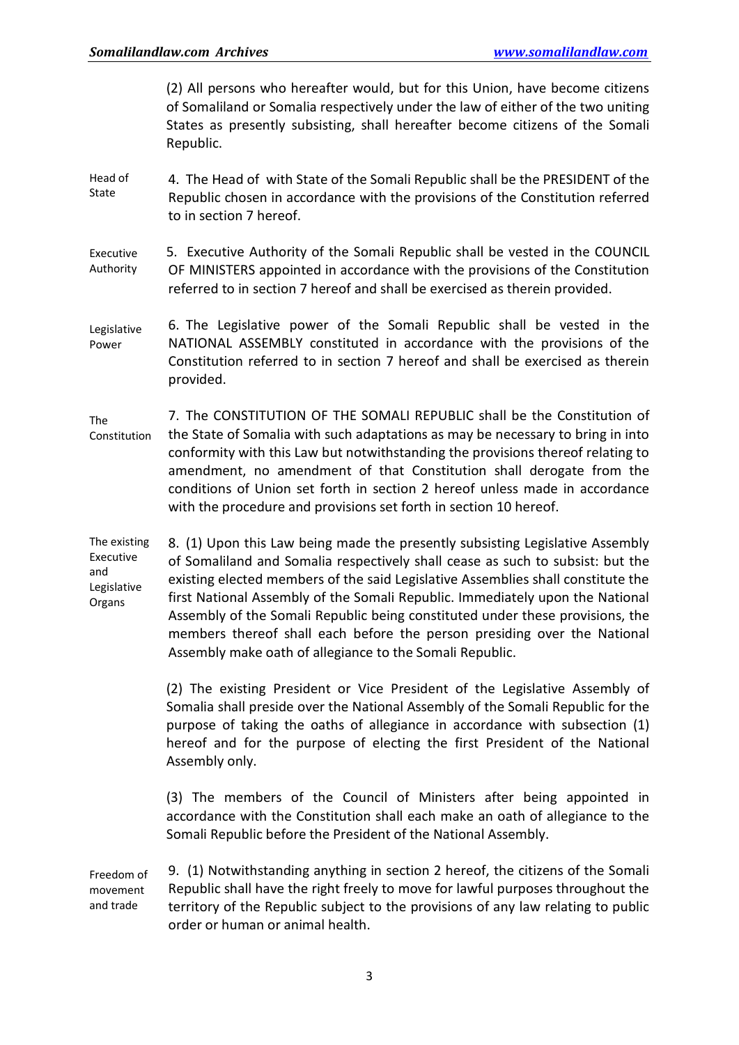(2) All persons who hereafter would, but for this Union, have become citizens of Somaliland or Somalia respectively under the law of either of the two uniting States as presently subsisting, shall hereafter become citizens of the Somali Republic.

**Head of State**

4. The Head of with State of the Somali Republic shall be the PRESIDENT of the Republic chosen in accordance with the provisions of the Constitution referred to in section 7 hereof.

**Executive Authority**

5. Executive Authority of the Somali Republic shall be vested in the COUNCIL OF MINISTERS appointed in accordance with the provisions of the Constitution referred to in section 7 hereof and shall be exercised as therein provided.

**Legislative Power**

6. The Legislative power of the Somali Republic shall be vested in the NATIONAL ASSEMBLY constituted in accordance with the provisions of the Constitution referred to in section 7 hereof and shall be exercised as therein provided.

**The Constitution**

7. The CONSTITUTION OF THE SOMALI REPUBLIC shall be the Constitution of the State of Somalia with such adaptations as may be necessary to bring in into conformity with this Law but notwithstanding the provisions thereof relating to amendment, no amendment of that Constitution shall derogate from the conditions of Union set forth in section 2 hereof unless made in accordance with the procedure and provisions set forth in section 10 hereof.

**The existing Executive and Legislative Organs**

8. (1) Upon this Law being made the presently subsisting Legislative Assembly of Somaliland and Somalia respectively shall cease as such to subsist: but the existing elected members of the said Legislative Assemblies shall constitute the first National Assembly of the Somali Republic. Immediately upon the National Assembly of the Somali Republic being constituted under these provisions, the members thereof shall each before the person presiding over the National Assembly make oath of allegiance to the Somali Republic.

(2) The existing President or Vice President of the Legislative Assembly of Somalia shall preside over the National Assembly of the Somali Republic for the purpose of taking the oaths of allegiance in accordance with subsection (1) hereof and for the purpose of electing the first President of the National Assembly only.

(3) The members of the Council of Ministers after being appointed in accordance with the Constitution shall each make an oath of allegiance to the Somali Republic before the President of the National Assembly.

**Freedom of movement and trade**

9. (1) Notwithstanding anything in section 2 hereof, the citizens of the Somali Republic shall have the right freely to move for lawful purposes throughout the territory of the Republic subject to the provisions of any law relating to public order or human or animal health.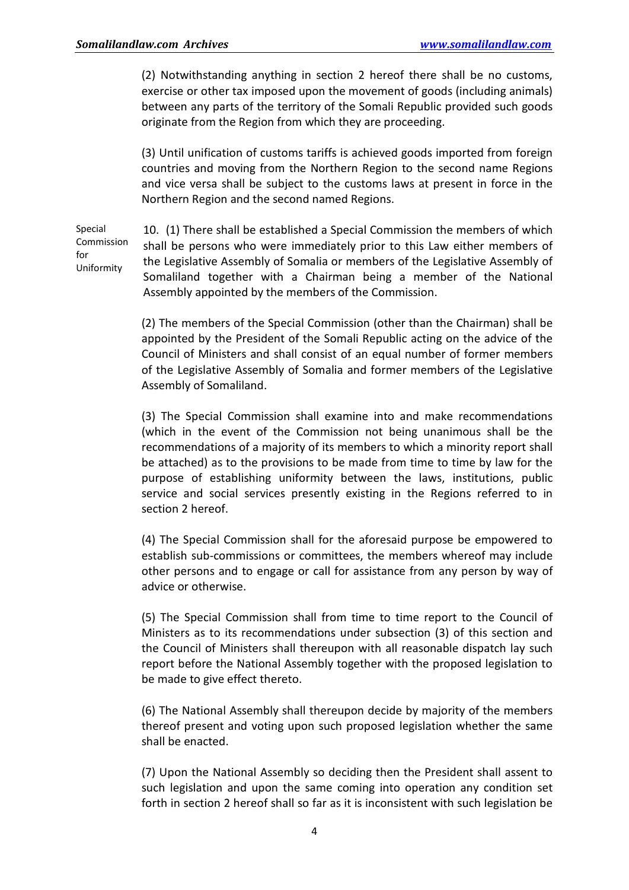(2) Notwithstanding anything in section 2 hereof there shall be no customs, exercise or other tax imposed upon the movement of goods (including animals) between any parts of the territory of the Somali Republic provided such goods originate from the Region from which they are proceeding.

(3) Until unification of customs tariffs is achieved goods imported from foreign countries and moving from the Northern Region to the second name Regions and vice versa shall be subject to the customs laws at present in force in the Northern Region and the second named Regions.

**Special Commission for Uniformity**

10. (1) There shall be established a Special Commission the members of which shall be persons who were immediately prior to this Law either members of the Legislative Assembly of Somalia or members of the Legislative Assembly of Somaliland together with a Chairman being a member of the National Assembly appointed by the members of the Commission.

(2) The members of the Special Commission (other than the Chairman) shall be appointed by the President of the Somali Republic acting on the advice of the Council of Ministers and shall consist of an equal number of former members of the Legislative Assembly of Somalia and former members of the Legislative Assembly of Somaliland.

(3) The Special Commission shall examine into and make recommendations (which in the event of the Commission not being unanimous shall be the recommendations of a majority of its members to which a minority report shall be attached) as to the provisions to be made from time to time by law for the purpose of establishing uniformity between the laws, institutions, public service and social services presently existing in the Regions referred to in section 2 hereof.

(4) The Special Commission shall for the aforesaid purpose be empowered to establish sub-commissions or committees, the members whereof may include other persons and to engage or call for assistance from any person by way of advice or otherwise.

(5) The Special Commission shall from time to time report to the Council of Ministers as to its recommendations under subsection (3) of this section and the Council of Ministers shall thereupon with all reasonable dispatch lay such report before the National Assembly together with the proposed legislation to be made to give effect thereto.

(6) The National Assembly shall thereupon decide by majority of the members thereof present and voting upon such proposed legislation whether the same shall be enacted.

(7) Upon the National Assembly so deciding then the President shall assent to such legislation and upon the same coming into operation any condition set forth in section 2 hereof shall so far as it is inconsistent with such legislation be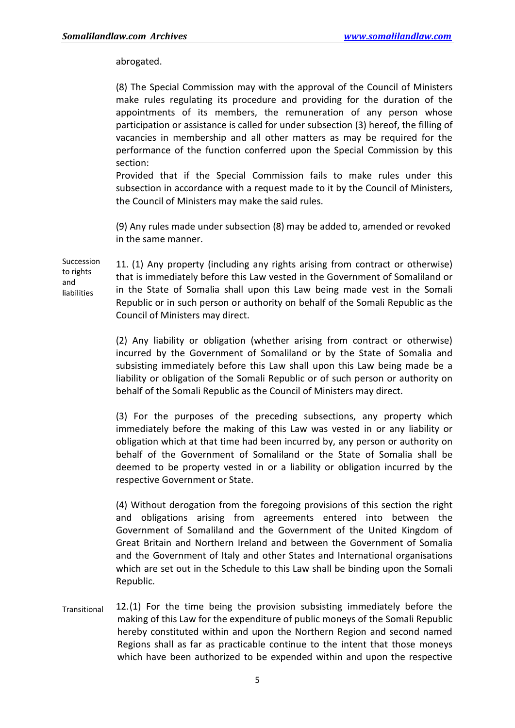abrogated.

(8) The Special Commission may with the approval of the Council of Ministers make rules regulating its procedure and providing for the duration of the appointments of its members, the remuneration of any person whose participation or assistance is called for under subsection (3) hereof, the filling of vacancies in membership and all other matters as may be required for the performance of the function conferred upon the Special Commission by this section:

Provided that if the Special Commission fails to make rules under this subsection in accordance with a request made to it by the Council of Ministers, the Council of Ministers may make the said rules.

(9) Any rules made under subsection (8) may be added to, amended or revoked in the same manner.

*Succession to rights and liabilities*

11. (1) Any property (including any rights arising from contract or otherwise) that is immediately before this Law vested in the Government of Somaliland or in the State of Somalia shall upon this Law being made vest in the Somali Republic or in such person or authority on behalf of the Somali Republic as the Council of Ministers may direct.

(2) Any liability or obligation (whether arising from contract or otherwise) incurred by the Government of Somaliland or by the State of Somalia and subsisting immediately before this Law shall upon this Law being made be a liability or obligation of the Somali Republic or of such person or authority on behalf of the Somali Republic as the Council of Ministers may direct.

(3) For the purposes of the preceding subsections, any property which immediately before the making of this Law was vested in or any liability or obligation which at that time had been incurred by, any person or authority on behalf of the Government of Somaliland or the State of Somalia shall be deemed to be property vested in or a liability or obligation incurred by the respective Government or State.

(4) Without derogation from the foregoing provisions of this section the right and obligations arising from agreements entered into between the Government of Somaliland and the Government of the United Kingdom of Great Britain and Northern Ireland and between the Government of Somalia and the Government of Italy and other States and International organisations which are set out in the Schedule to this Law shall be binding upon the Somali Republic.

*Transitional*

12. (1) For the time being the provision subsisting immediately before the making of this Law for the expenditure of public moneys of the Somali Republic hereby constituted within and upon the Northern Region and second named Regions shall as far as practicable continue to the intent that those moneys which have been authorized to be expended within and upon the respective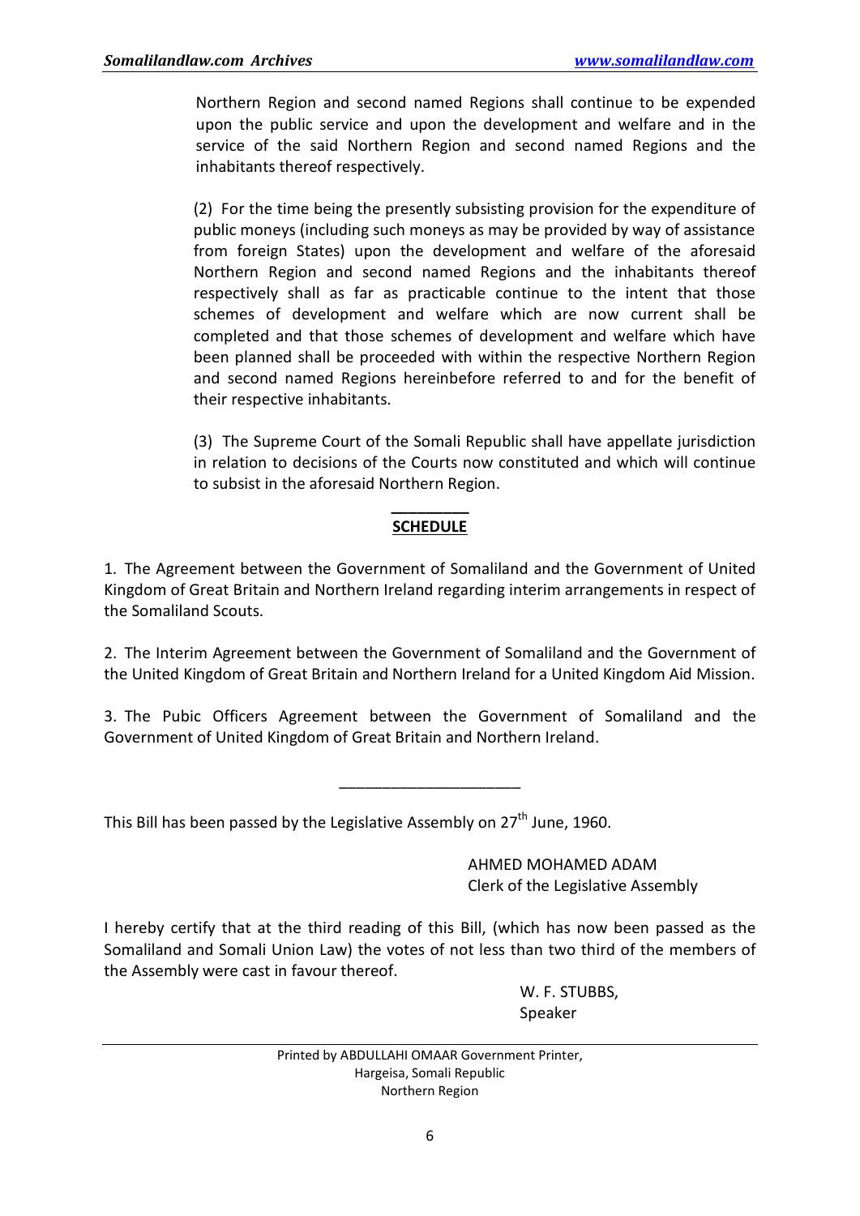Northern Region and second named Regions shall continue to be expended upon the public service and upon the development and welfare and in the service of the said Northern Region and second named Regions and the inhabitants thereof respectively.

(2) For the time being the presently subsisting provision for the expenditure of public moneys (including such moneys as may be provided by way of assistance from foreign States) upon the development and welfare of the aforesaid Northern Region and second named Regions and the inhabitants thereof respectively shall as far as practicable continue to the intent that those schemes of development and welfare which are now current shall be completed and that those schemes of development and welfare which have been planned shall be proceeded with within the respective Northern Region and second named Regions hereinbefore referred to and for the benefit of their respective inhabitants.

(3) The Supreme Court of the Somali Republic shall have appellate jurisdiction in relation to decisions of the Courts now constituted and which will continue to subsist in the aforesaid Northern Region.

## SCHEDULE

1. The Agreement between the Government of Somaliland and the Government of United Kingdom of Great Britain and Northern Ireland regarding interim arrangements in respect of the Somaliland Scouts.

2. The Interim Agreement between the Government of Somaliland and the Government of the United Kingdom of Great Britain and Northern Ireland for a United Kingdom Aid Mission.

3. The Pubic Officers Agreement between the Government of Somaliland and the Government of United Kingdom of Great Britain and Northern Ireland.

---

This Bill has been passed by the Legislative Assembly on 27th June, 1960.

AHMED MOHAMED ADAM
Clerk of the Legislative Assembly

I hereby certify that at the third reading of this Bill, (which has now been passed as the Somaliland and Somali Union Law) the votes of not less than two third of the members of the Assembly were cast in favour thereof.

W. F. STUBBS,
Speaker

Printed by ABDULLAHI OMAAR Government Printer,
Hargeisa, Somali Republic
Northern Region